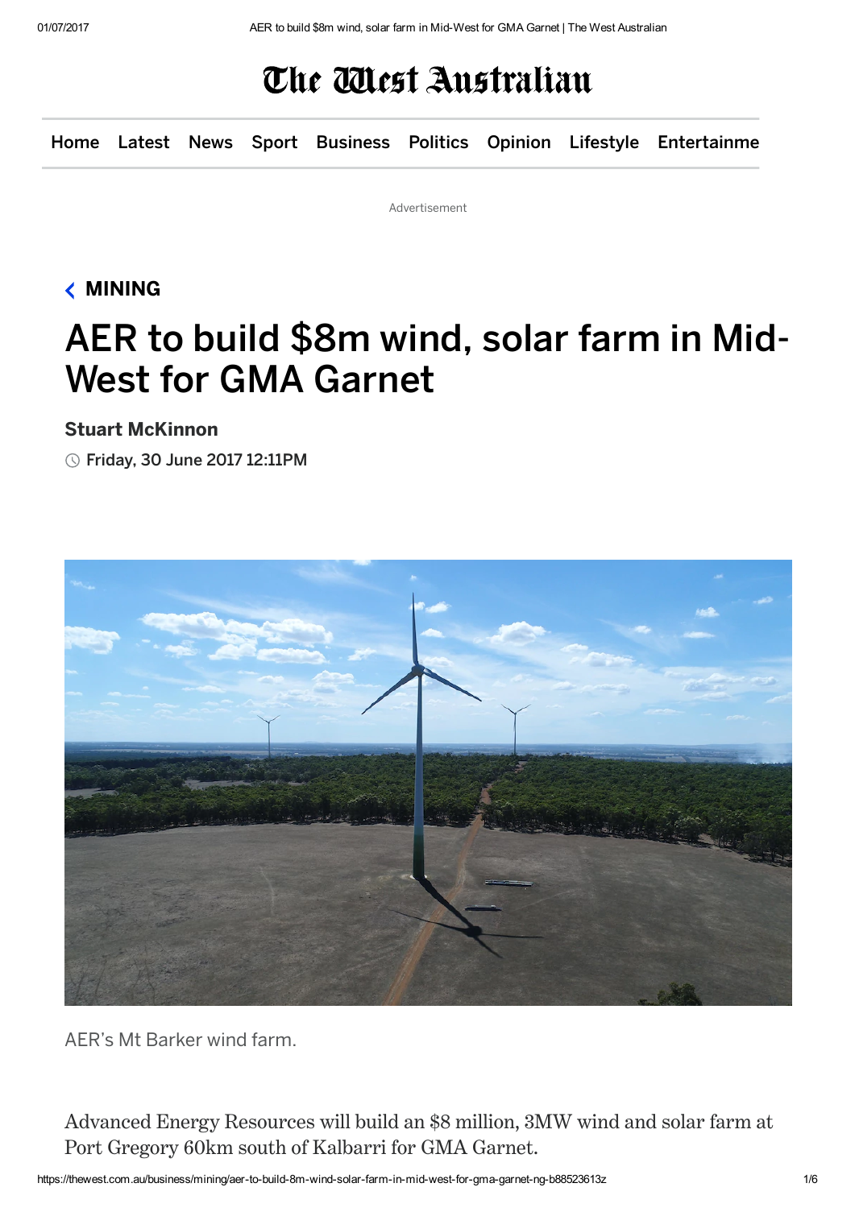# AER to build $8m wind, solar farm in Mid-West for GMA Garnet

MINING

**Stuart McKinnon**

Friday, 30 June 2017 12:11PM

AER's Mt Barker wind farm.

Advanced Energy Resources will build an $8 million, 3MW wind and solar farm at Port Gregory 60km south of Kalbarri for GMA Garnet.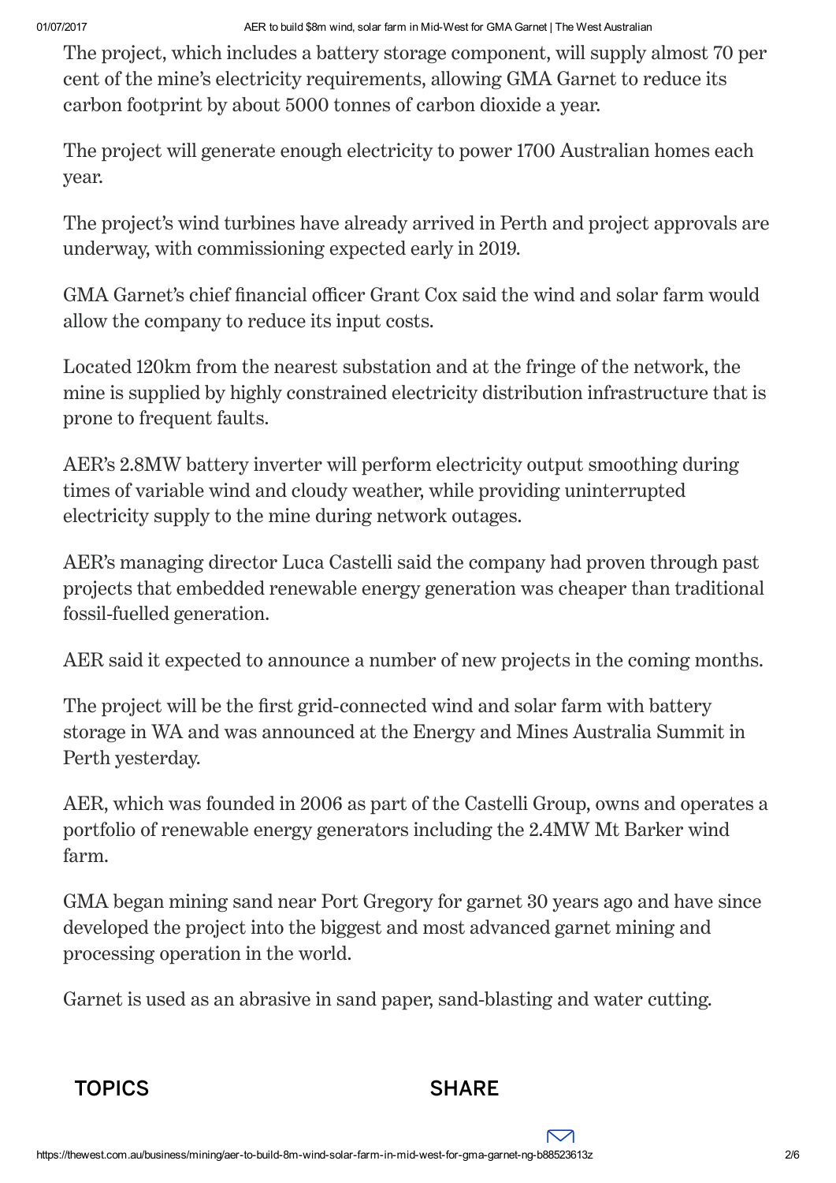The project, which includes a battery storage component, will supply almost 70 per cent of the mine's electricity requirements, allowing GMA Garnet to reduce its carbon footprint by about 5000 tonnes of carbon dioxide a year.

The project will generate enough electricity to power 1700 Australian homes each year.

The project's wind turbines have already arrived in Perth and project approvals are underway, with commissioning expected early in 2019.

GMA Garnet's chief financial officer Grant Cox said the wind and solar farm would allow the company to reduce its input costs.

Located 120km from the nearest substation and at the fringe of the network, the mine is supplied by highly constrained electricity distribution infrastructure that is prone to frequent faults.

AER's 2.8MW battery inverter will perform electricity output smoothing during times of variable wind and cloudy weather, while providing uninterrupted electricity supply to the mine during network outages.

AER's managing director Luca Castelli said the company had proven through past projects that embedded renewable energy generation was cheaper than traditional fossil-fuelled generation.

AER said it expected to announce a number of new projects in the coming months.

The project will be the first grid-connected wind and solar farm with battery storage in WA and was announced at the Energy and Mines Australia Summit in Perth yesterday.

AER, which was founded in 2006 as part of the Castelli Group, owns and operates a portfolio of renewable energy generators including the 2.4MW Mt Barker wind farm.

GMA began mining sand near Port Gregory for garnet 30 years ago and have since developed the project into the biggest and most advanced garnet mining and processing operation in the world.

Garnet is used as an abrasive in sand paper, sand-blasting and water cutting.

TOPICS

SHARE